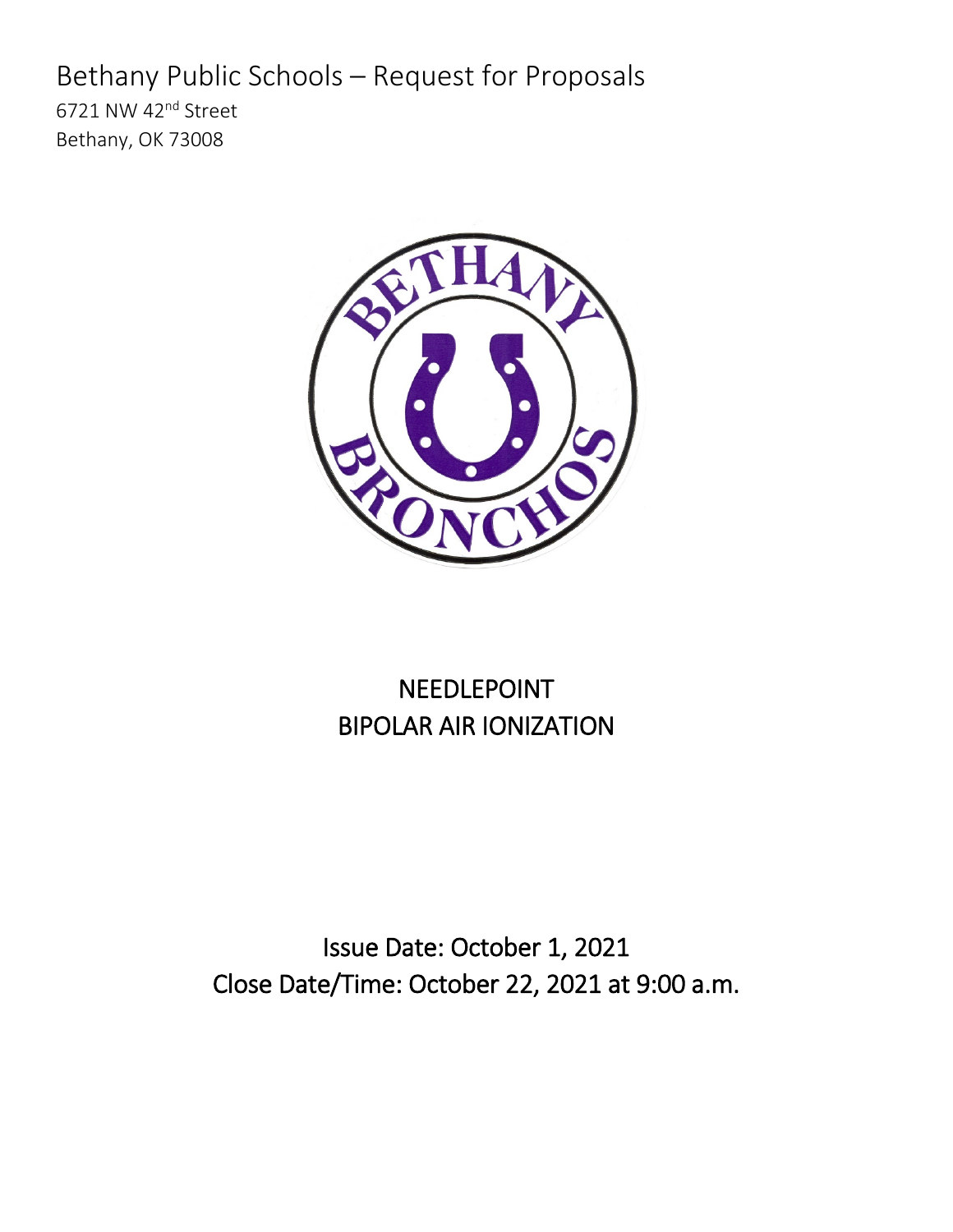# Bethany Public Schools – Request for Proposals

6721 NW 42nd Street
Bethany, OK 73008

## NEEDLEPOINT
## BIPOLAR AIR IONIZATION

Issue Date: October 1, 2021
Close Date/Time: October 22, 2021 at 9:00 a.m.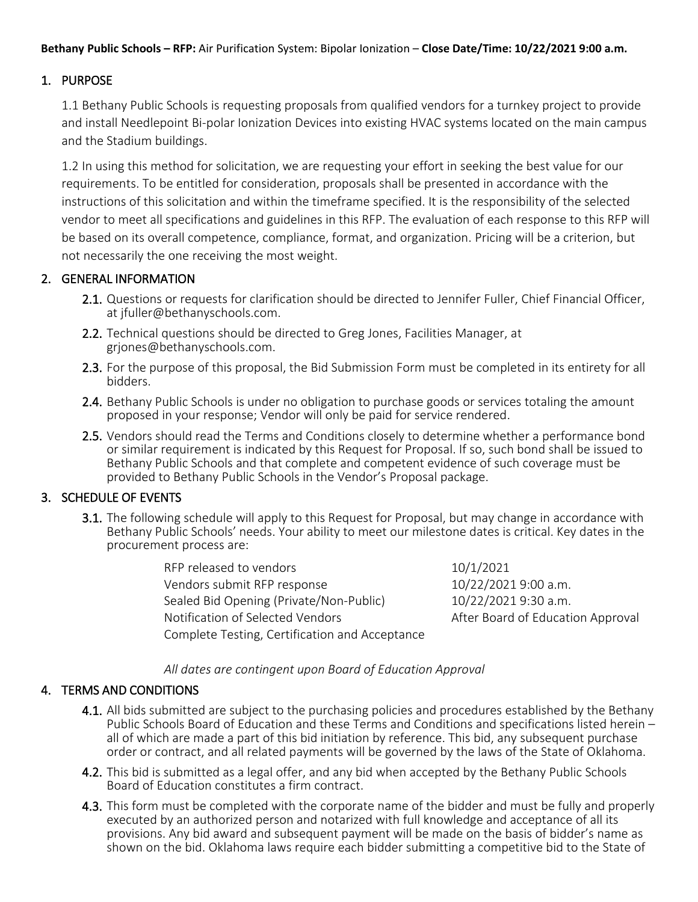**Bethany Public Schools – RFP:** Air Purification System: Bipolar Ionization – **Close Date/Time: 10/22/2021 9:00 a.m.**

## 1. PURPOSE

1.1 Bethany Public Schools is requesting proposals from qualified vendors for a turnkey project to provide and install Needlepoint Bi-polar Ionization Devices into existing HVAC systems located on the main campus and the Stadium buildings.

1.2 In using this method for solicitation, we are requesting your effort in seeking the best value for our requirements. To be entitled for consideration, proposals shall be presented in accordance with the instructions of this solicitation and within the timeframe specified. It is the responsibility of the selected vendor to meet all specifications and guidelines in this RFP. The evaluation of each response to this RFP will be based on its overall competence, compliance, format, and organization. Pricing will be a criterion, but not necessarily the one receiving the most weight.

## 2. GENERAL INFORMATION

**2.1.** Questions or requests for clarification should be directed to Jennifer Fuller, Chief Financial Officer, at jfuller@bethanyschools.com.

**2.2.** Technical questions should be directed to Greg Jones, Facilities Manager, at grjones@bethanyschools.com.

**2.3.** For the purpose of this proposal, the Bid Submission Form must be completed in its entirety for all bidders.

**2.4.** Bethany Public Schools is under no obligation to purchase goods or services totaling the amount proposed in your response; Vendor will only be paid for service rendered.

**2.5.** Vendors should read the Terms and Conditions closely to determine whether a performance bond or similar requirement is indicated by this Request for Proposal. If so, such bond shall be issued to Bethany Public Schools and that complete and competent evidence of such coverage must be provided to Bethany Public Schools in the Vendor's Proposal package.

## 3. SCHEDULE OF EVENTS

**3.1.** The following schedule will apply to this Request for Proposal, but may change in accordance with Bethany Public Schools' needs. Your ability to meet our milestone dates is critical. Key dates in the procurement process are:

| | |
|---|---|
| RFP released to vendors | 10/1/2021 |
| Vendors submit RFP response | 10/22/2021 9:00 a.m. |
| Sealed Bid Opening (Private/Non-Public) | 10/22/2021 9:30 a.m. |
| Notification of Selected Vendors | After Board of Education Approval |
| Complete Testing, Certification and Acceptance | |

*All dates are contingent upon Board of Education Approval*

## 4. TERMS AND CONDITIONS

**4.1.** All bids submitted are subject to the purchasing policies and procedures established by the Bethany Public Schools Board of Education and these Terms and Conditions and specifications listed herein – all of which are made a part of this bid initiation by reference. This bid, any subsequent purchase order or contract, and all related payments will be governed by the laws of the State of Oklahoma.

**4.2.** This bid is submitted as a legal offer, and any bid when accepted by the Bethany Public Schools Board of Education constitutes a firm contract.

**4.3.** This form must be completed with the corporate name of the bidder and must be fully and properly executed by an authorized person and notarized with full knowledge and acceptance of all its provisions. Any bid award and subsequent payment will be made on the basis of bidder's name as shown on the bid. Oklahoma laws require each bidder submitting a competitive bid to the State of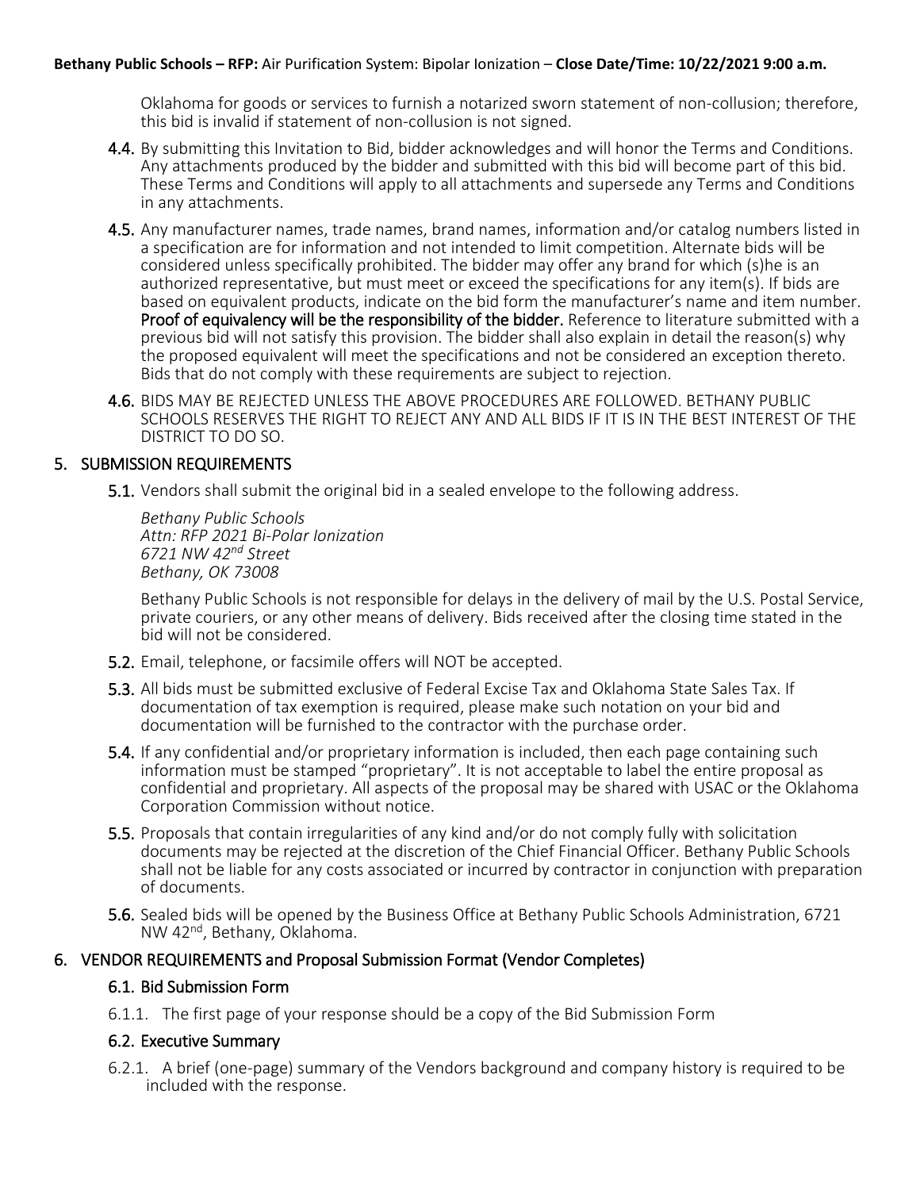Oklahoma for goods or services to furnish a notarized sworn statement of non-collusion; therefore, this bid is invalid if statement of non-collusion is not signed.

**4.4.** By submitting this Invitation to Bid, bidder acknowledges and will honor the Terms and Conditions. Any attachments produced by the bidder and submitted with this bid will become part of this bid. These Terms and Conditions will apply to all attachments and supersede any Terms and Conditions in any attachments.

**4.5.** Any manufacturer names, trade names, brand names, information and/or catalog numbers listed in a specification are for information and not intended to limit competition. Alternate bids will be considered unless specifically prohibited. The bidder may offer any brand for which (s)he is an authorized representative, but must meet or exceed the specifications for any item(s). If bids are based on equivalent products, indicate on the bid form the manufacturer's name and item number. **Proof of equivalency will be the responsibility of the bidder.** Reference to literature submitted with a previous bid will not satisfy this provision. The bidder shall also explain in detail the reason(s) why the proposed equivalent will meet the specifications and not be considered an exception thereto. Bids that do not comply with these requirements are subject to rejection.

**4.6.** BIDS MAY BE REJECTED UNLESS THE ABOVE PROCEDURES ARE FOLLOWED. BETHANY PUBLIC SCHOOLS RESERVES THE RIGHT TO REJECT ANY AND ALL BIDS IF IT IS IN THE BEST INTEREST OF THE DISTRICT TO DO SO.

## 5. SUBMISSION REQUIREMENTS

**5.1.** Vendors shall submit the original bid in a sealed envelope to the following address.

*Bethany Public Schools*
*Attn: RFP 2021 Bi-Polar Ionization*
*6721 NW 42nd Street*
*Bethany, OK 73008*

Bethany Public Schools is not responsible for delays in the delivery of mail by the U.S. Postal Service, private couriers, or any other means of delivery. Bids received after the closing time stated in the bid will not be considered.

**5.2.** Email, telephone, or facsimile offers will NOT be accepted.

**5.3.** All bids must be submitted exclusive of Federal Excise Tax and Oklahoma State Sales Tax. If documentation of tax exemption is required, please make such notation on your bid and documentation will be furnished to the contractor with the purchase order.

**5.4.** If any confidential and/or proprietary information is included, then each page containing such information must be stamped "proprietary". It is not acceptable to label the entire proposal as confidential and proprietary. All aspects of the proposal may be shared with USAC or the Oklahoma Corporation Commission without notice.

**5.5.** Proposals that contain irregularities of any kind and/or do not comply fully with solicitation documents may be rejected at the discretion of the Chief Financial Officer. Bethany Public Schools shall not be liable for any costs associated or incurred by contractor in conjunction with preparation of documents.

**5.6.** Sealed bids will be opened by the Business Office at Bethany Public Schools Administration, 6721 NW 42nd, Bethany, Oklahoma.

## 6. VENDOR REQUIREMENTS and Proposal Submission Format (Vendor Completes)

### 6.1. Bid Submission Form

6.1.1. The first page of your response should be a copy of the Bid Submission Form

### 6.2. Executive Summary

6.2.1. A brief (one-page) summary of the Vendors background and company history is required to be included with the response.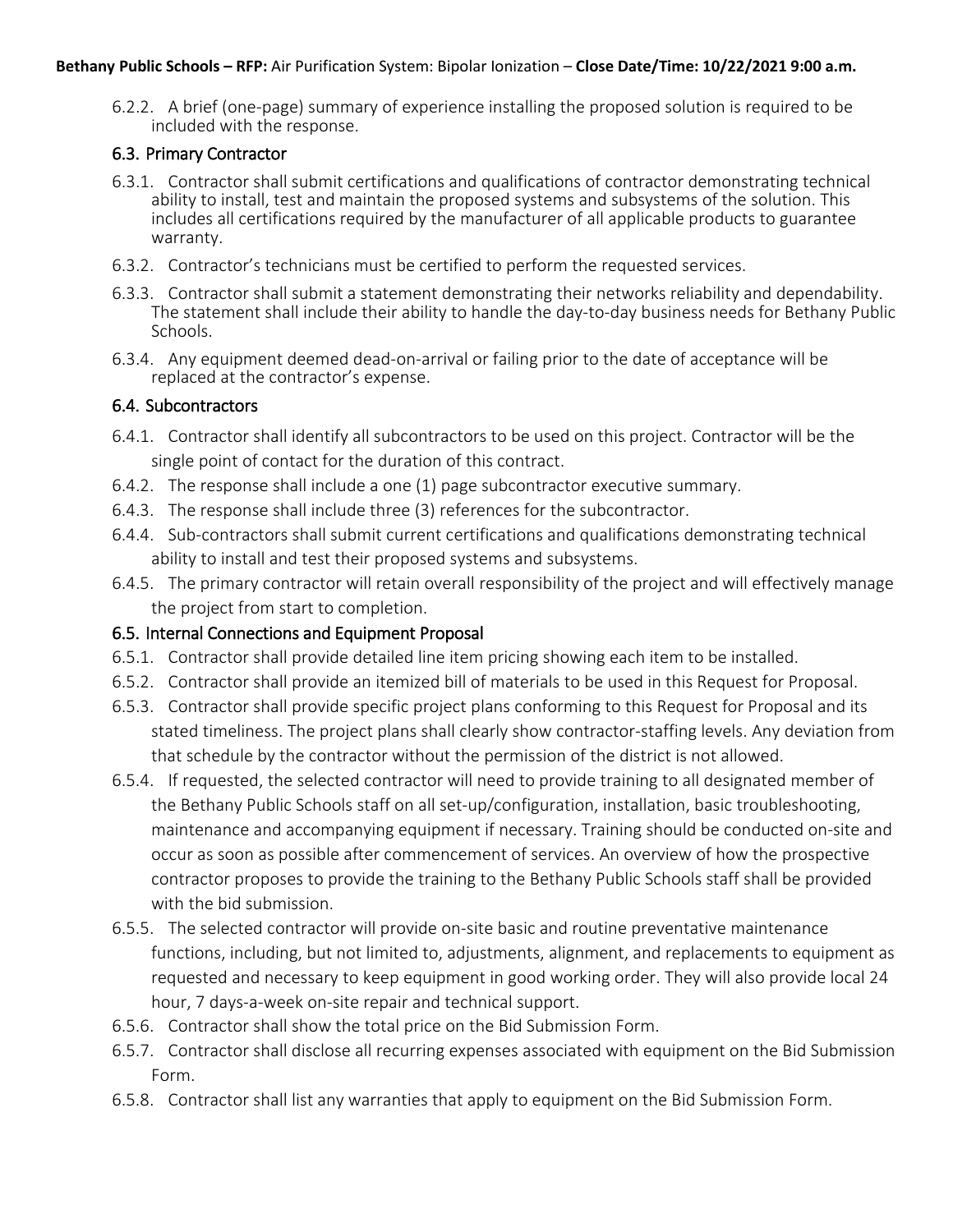6.2.2. A brief (one-page) summary of experience installing the proposed solution is required to be included with the response.

### 6.3. Primary Contractor

6.3.1. Contractor shall submit certifications and qualifications of contractor demonstrating technical ability to install, test and maintain the proposed systems and subsystems of the solution. This includes all certifications required by the manufacturer of all applicable products to guarantee warranty.

6.3.2. Contractor's technicians must be certified to perform the requested services.

6.3.3. Contractor shall submit a statement demonstrating their networks reliability and dependability. The statement shall include their ability to handle the day-to-day business needs for Bethany Public Schools.

6.3.4. Any equipment deemed dead-on-arrival or failing prior to the date of acceptance will be replaced at the contractor's expense.

### 6.4. Subcontractors

6.4.1. Contractor shall identify all subcontractors to be used on this project. Contractor will be the single point of contact for the duration of this contract.

6.4.2. The response shall include a one (1) page subcontractor executive summary.

6.4.3. The response shall include three (3) references for the subcontractor.

6.4.4. Sub-contractors shall submit current certifications and qualifications demonstrating technical ability to install and test their proposed systems and subsystems.

6.4.5. The primary contractor will retain overall responsibility of the project and will effectively manage the project from start to completion.

### 6.5. Internal Connections and Equipment Proposal

6.5.1. Contractor shall provide detailed line item pricing showing each item to be installed.

6.5.2. Contractor shall provide an itemized bill of materials to be used in this Request for Proposal.

6.5.3. Contractor shall provide specific project plans conforming to this Request for Proposal and its stated timeliness. The project plans shall clearly show contractor-staffing levels. Any deviation from that schedule by the contractor without the permission of the district is not allowed.

6.5.4. If requested, the selected contractor will need to provide training to all designated member of the Bethany Public Schools staff on all set-up/configuration, installation, basic troubleshooting, maintenance and accompanying equipment if necessary. Training should be conducted on-site and occur as soon as possible after commencement of services. An overview of how the prospective contractor proposes to provide the training to the Bethany Public Schools staff shall be provided with the bid submission.

6.5.5. The selected contractor will provide on-site basic and routine preventative maintenance functions, including, but not limited to, adjustments, alignment, and replacements to equipment as requested and necessary to keep equipment in good working order. They will also provide local 24 hour, 7 days-a-week on-site repair and technical support.

6.5.6. Contractor shall show the total price on the Bid Submission Form.

6.5.7. Contractor shall disclose all recurring expenses associated with equipment on the Bid Submission Form.

6.5.8. Contractor shall list any warranties that apply to equipment on the Bid Submission Form.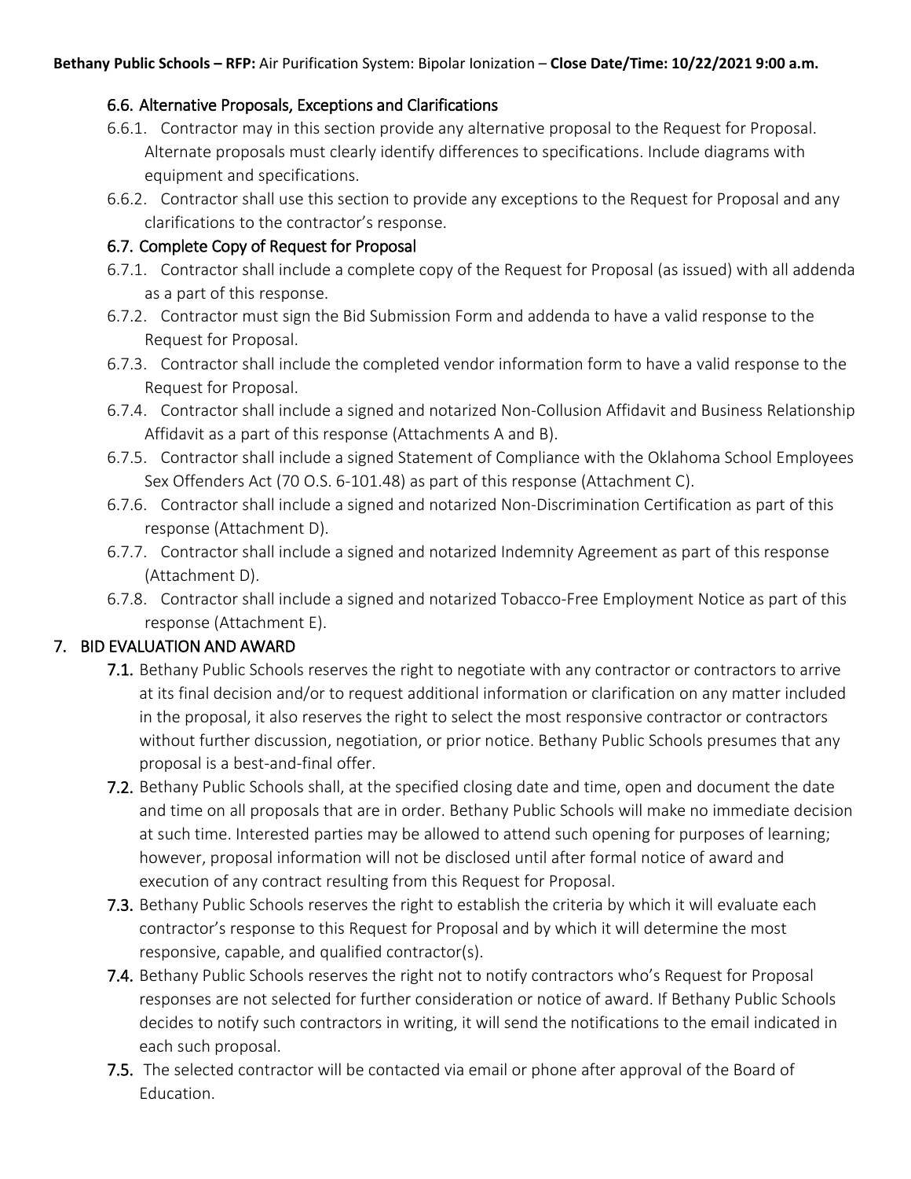### 6.6. Alternative Proposals, Exceptions and Clarifications

6.6.1. Contractor may in this section provide any alternative proposal to the Request for Proposal. Alternate proposals must clearly identify differences to specifications. Include diagrams with equipment and specifications.

6.6.2. Contractor shall use this section to provide any exceptions to the Request for Proposal and any clarifications to the contractor's response.

### 6.7. Complete Copy of Request for Proposal

6.7.1. Contractor shall include a complete copy of the Request for Proposal (as issued) with all addenda as a part of this response.

6.7.2. Contractor must sign the Bid Submission Form and addenda to have a valid response to the Request for Proposal.

6.7.3. Contractor shall include the completed vendor information form to have a valid response to the Request for Proposal.

6.7.4. Contractor shall include a signed and notarized Non-Collusion Affidavit and Business Relationship Affidavit as a part of this response (Attachments A and B).

6.7.5. Contractor shall include a signed Statement of Compliance with the Oklahoma School Employees Sex Offenders Act (70 O.S. 6-101.48) as part of this response (Attachment C).

6.7.6. Contractor shall include a signed and notarized Non-Discrimination Certification as part of this response (Attachment D).

6.7.7. Contractor shall include a signed and notarized Indemnity Agreement as part of this response (Attachment D).

6.7.8. Contractor shall include a signed and notarized Tobacco-Free Employment Notice as part of this response (Attachment E).

## 7. BID EVALUATION AND AWARD

**7.1.** Bethany Public Schools reserves the right to negotiate with any contractor or contractors to arrive at its final decision and/or to request additional information or clarification on any matter included in the proposal, it also reserves the right to select the most responsive contractor or contractors without further discussion, negotiation, or prior notice. Bethany Public Schools presumes that any proposal is a best-and-final offer.

**7.2.** Bethany Public Schools shall, at the specified closing date and time, open and document the date and time on all proposals that are in order. Bethany Public Schools will make no immediate decision at such time. Interested parties may be allowed to attend such opening for purposes of learning; however, proposal information will not be disclosed until after formal notice of award and execution of any contract resulting from this Request for Proposal.

**7.3.** Bethany Public Schools reserves the right to establish the criteria by which it will evaluate each contractor's response to this Request for Proposal and by which it will determine the most responsive, capable, and qualified contractor(s).

**7.4.** Bethany Public Schools reserves the right not to notify contractors who's Request for Proposal responses are not selected for further consideration or notice of award. If Bethany Public Schools decides to notify such contractors in writing, it will send the notifications to the email indicated in each such proposal.

**7.5.** The selected contractor will be contacted via email or phone after approval of the Board of Education.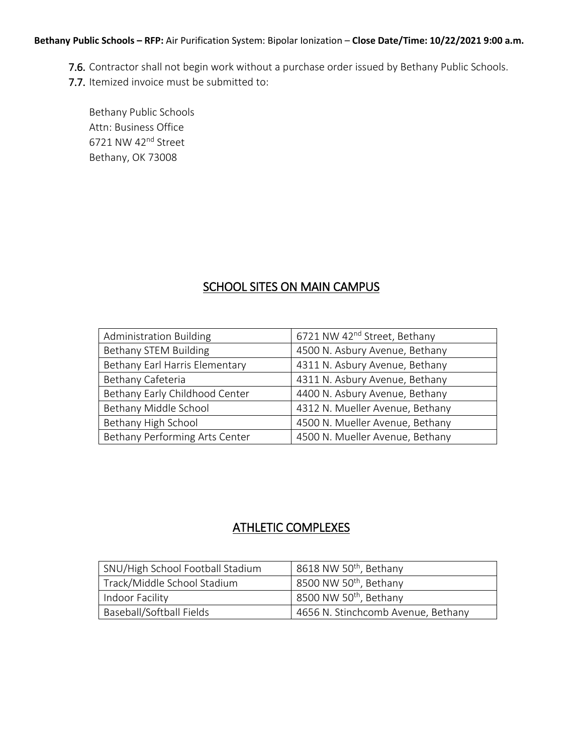7.6. Contractor shall not begin work without a purchase order issued by Bethany Public Schools.

7.7. Itemized invoice must be submitted to:

Bethany Public Schools
Attn: Business Office
6721 NW 42nd Street
Bethany, OK 73008

## SCHOOL SITES ON MAIN CAMPUS

| | |
|---|---|
| Administration Building | 6721 NW 42nd Street, Bethany |
| Bethany STEM Building | 4500 N. Asbury Avenue, Bethany |
| Bethany Earl Harris Elementary | 4311 N. Asbury Avenue, Bethany |
| Bethany Cafeteria | 4311 N. Asbury Avenue, Bethany |
| Bethany Early Childhood Center | 4400 N. Asbury Avenue, Bethany |
| Bethany Middle School | 4312 N. Mueller Avenue, Bethany |
| Bethany High School | 4500 N. Mueller Avenue, Bethany |
| Bethany Performing Arts Center | 4500 N. Mueller Avenue, Bethany |

## ATHLETIC COMPLEXES

| | |
|---|---|
| SNU/High School Football Stadium | 8618 NW 50th, Bethany |
| Track/Middle School Stadium | 8500 NW 50th, Bethany |
| Indoor Facility | 8500 NW 50th, Bethany |
| Baseball/Softball Fields | 4656 N. Stinchcomb Avenue, Bethany |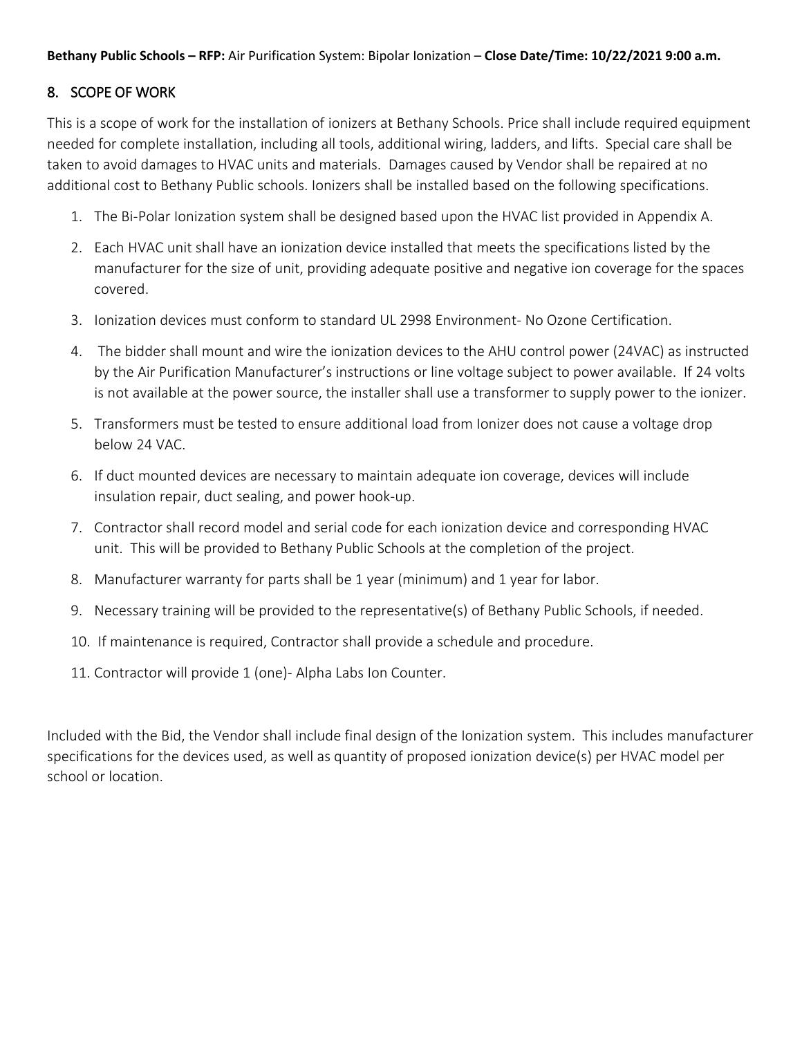## 8. SCOPE OF WORK

This is a scope of work for the installation of ionizers at Bethany Schools. Price shall include required equipment needed for complete installation, including all tools, additional wiring, ladders, and lifts. Special care shall be taken to avoid damages to HVAC units and materials. Damages caused by Vendor shall be repaired at no additional cost to Bethany Public schools. Ionizers shall be installed based on the following specifications.

1. The Bi-Polar Ionization system shall be designed based upon the HVAC list provided in Appendix A.
2. Each HVAC unit shall have an ionization device installed that meets the specifications listed by the manufacturer for the size of unit, providing adequate positive and negative ion coverage for the spaces covered.
3. Ionization devices must conform to standard UL 2998 Environment- No Ozone Certification.
4. The bidder shall mount and wire the ionization devices to the AHU control power (24VAC) as instructed by the Air Purification Manufacturer's instructions or line voltage subject to power available. If 24 volts is not available at the power source, the installer shall use a transformer to supply power to the ionizer.
5. Transformers must be tested to ensure additional load from Ionizer does not cause a voltage drop below 24 VAC.
6. If duct mounted devices are necessary to maintain adequate ion coverage, devices will include insulation repair, duct sealing, and power hook-up.
7. Contractor shall record model and serial code for each ionization device and corresponding HVAC unit. This will be provided to Bethany Public Schools at the completion of the project.
8. Manufacturer warranty for parts shall be 1 year (minimum) and 1 year for labor.
9. Necessary training will be provided to the representative(s) of Bethany Public Schools, if needed.
10. If maintenance is required, Contractor shall provide a schedule and procedure.
11. Contractor will provide 1 (one)- Alpha Labs Ion Counter.

Included with the Bid, the Vendor shall include final design of the Ionization system. This includes manufacturer specifications for the devices used, as well as quantity of proposed ionization device(s) per HVAC model per school or location.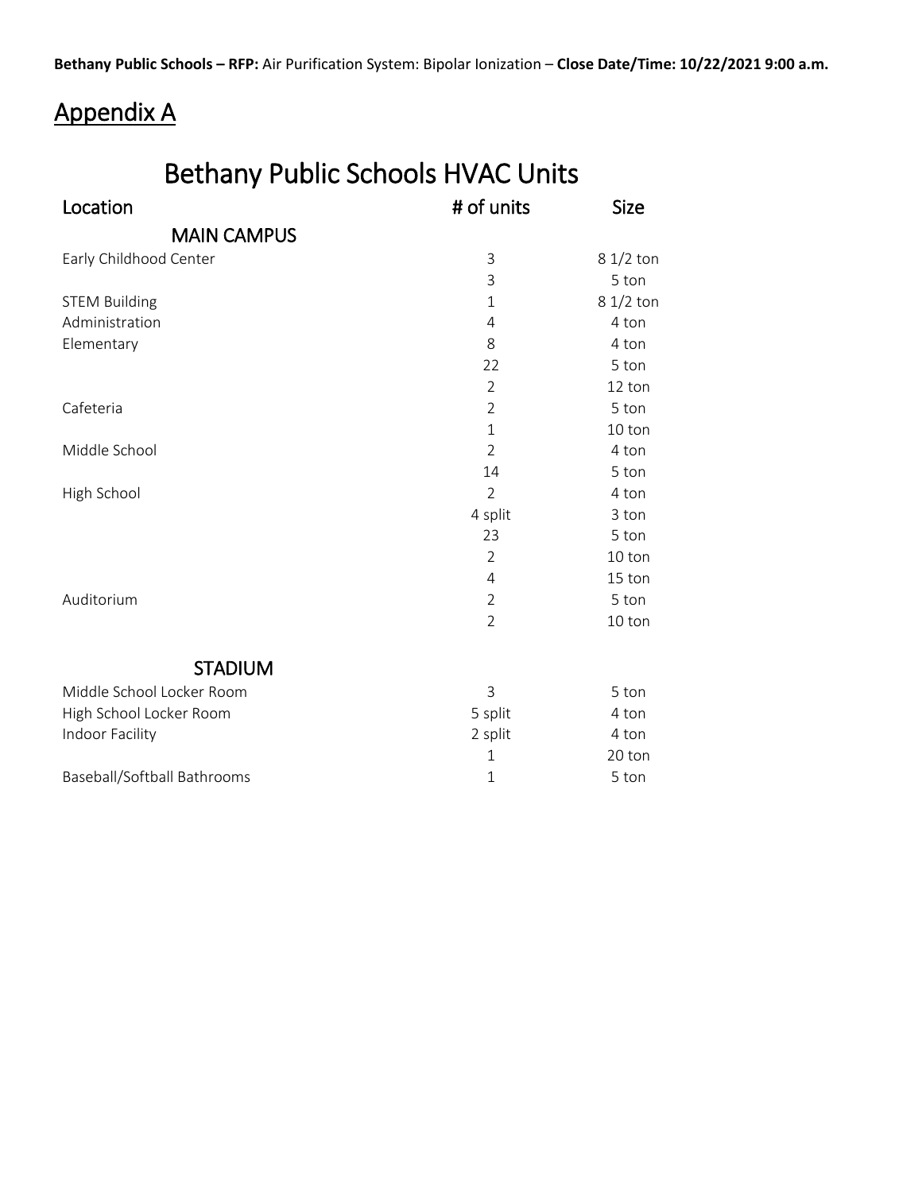**Bethany Public Schools – RFP:** Air Purification System: Bipolar Ionization – **Close Date/Time: 10/22/2021 9:00 a.m.**

# Appendix A

## Bethany Public Schools HVAC Units

| Location | # of units | Size |
|---|---|---|
| **MAIN CAMPUS** | | |
| Early Childhood Center | 3 | 8 1/2 ton |
| | 3 | 5 ton |
| STEM Building | 1 | 8 1/2 ton |
| Administration | 4 | 4 ton |
| Elementary | 8 | 4 ton |
| | 22 | 5 ton |
| | 2 | 12 ton |
| Cafeteria | 2 | 5 ton |
| | 1 | 10 ton |
| Middle School | 2 | 4 ton |
| | 14 | 5 ton |
| High School | 2 | 4 ton |
| | 4 split | 3 ton |
| | 23 | 5 ton |
| | 2 | 10 ton |
| | 4 | 15 ton |
| Auditorium | 2 | 5 ton |
| | 2 | 10 ton |
| **STADIUM** | | |
| Middle School Locker Room | 3 | 5 ton |
| High School Locker Room | 5 split | 4 ton |
| Indoor Facility | 2 split | 4 ton |
| | 1 | 20 ton |
| Baseball/Softball Bathrooms | 1 | 5 ton |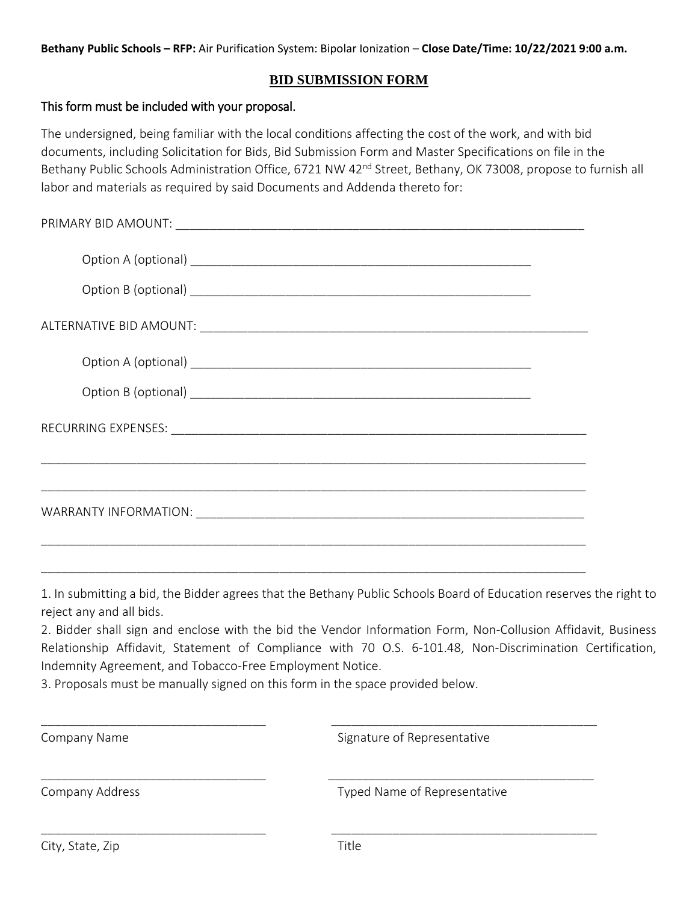**Bethany Public Schools – RFP:** Air Purification System: Bipolar Ionization – **Close Date/Time: 10/22/2021 9:00 a.m.**

## BID SUBMISSION FORM

This form must be included with your proposal.

The undersigned, being familiar with the local conditions affecting the cost of the work, and with bid documents, including Solicitation for Bids, Bid Submission Form and Master Specifications on file in the Bethany Public Schools Administration Office, 6721 NW 42nd Street, Bethany, OK 73008, propose to furnish all labor and materials as required by said Documents and Addenda thereto for:

PRIMARY BID AMOUNT: ______________________________________________________________

Option A (optional) ___________________________________________________

Option B (optional) ___________________________________________________

ALTERNATIVE BID AMOUNT: __________________________________________________________

Option A (optional) ___________________________________________________

Option B (optional) ___________________________________________________

RECURRING EXPENSES: _______________________________________________________________

_____________________________________________________________________________________

_____________________________________________________________________________________

WARRANTY INFORMATION: ___________________________________________________________

_____________________________________________________________________________________

_____________________________________________________________________________________

1. In submitting a bid, the Bidder agrees that the Bethany Public Schools Board of Education reserves the right to reject any and all bids.
2. Bidder shall sign and enclose with the bid the Vendor Information Form, Non-Collusion Affidavit, Business Relationship Affidavit, Statement of Compliance with 70 O.S. 6-101.48, Non-Discrimination Certification, Indemnity Agreement, and Tobacco-Free Employment Notice.
3. Proposals must be manually signed on this form in the space provided below.

| | |
|---|---|
| ______________________________ | ______________________________ |
| Company Name | Signature of Representative |
| ______________________________ | ______________________________ |
| Company Address | Typed Name of Representative |
| ______________________________ | ______________________________ |
| City, State, Zip | Title |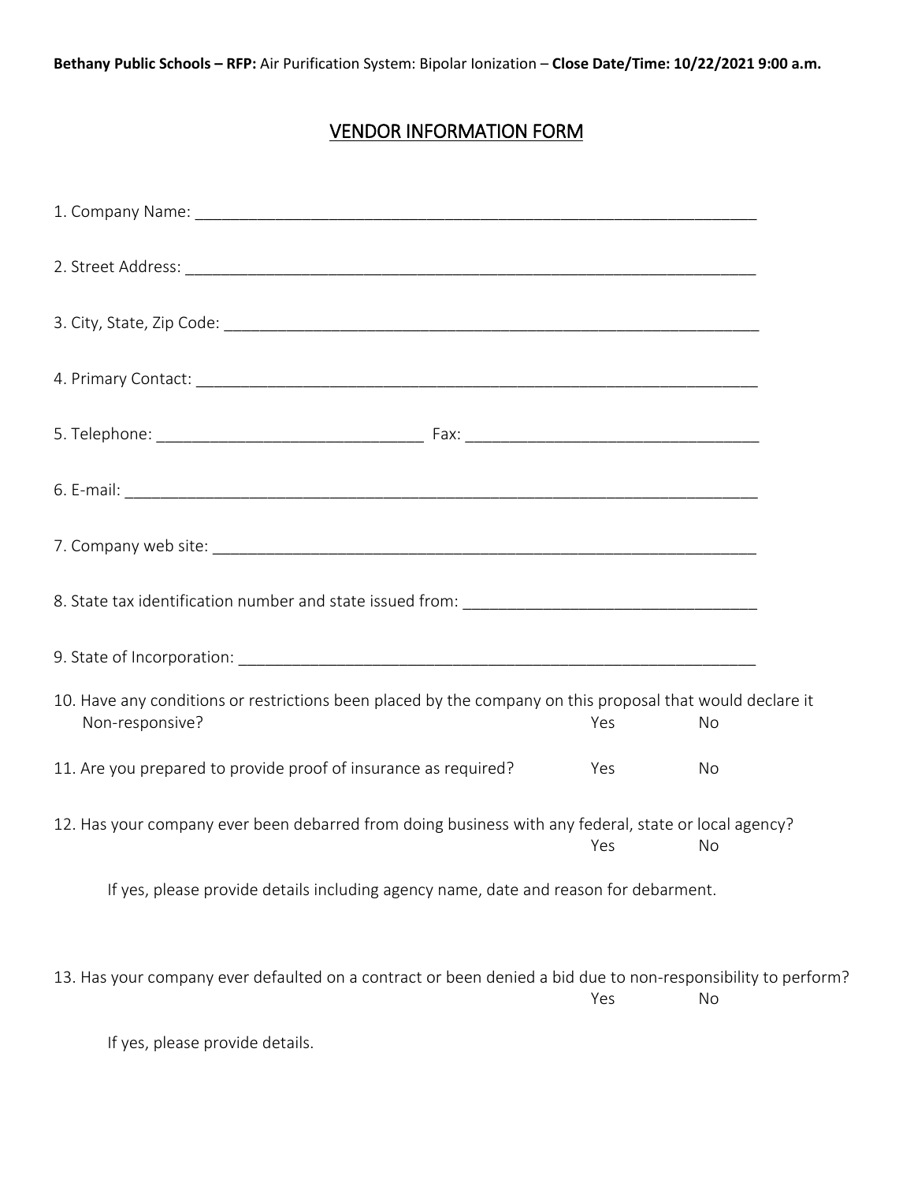**Bethany Public Schools – RFP:** Air Purification System: Bipolar Ionization – **Close Date/Time: 10/22/2021 9:00 a.m.**

## VENDOR INFORMATION FORM

1. Company Name: ___________________________________________________________________

2. Street Address: __________________________________________________________________

3. City, State, Zip Code: _____________________________________________________________

4. Primary Contact: _________________________________________________________________

5. Telephone: ______________________________ Fax: _________________________________

6. E-mail: _________________________________________________________________________

7. Company web site: ________________________________________________________________

8. State tax identification number and state issued from: _________________________________

9. State of Incorporation: ____________________________________________________________

10. Have any conditions or restrictions been placed by the company on this proposal that would declare it Non-responsive? Yes No

11. Are you prepared to provide proof of insurance as required? Yes No

12. Has your company ever been debarred from doing business with any federal, state or local agency? Yes No

    If yes, please provide details including agency name, date and reason for debarment.

13. Has your company ever defaulted on a contract or been denied a bid due to non-responsibility to perform? Yes No

    If yes, please provide details.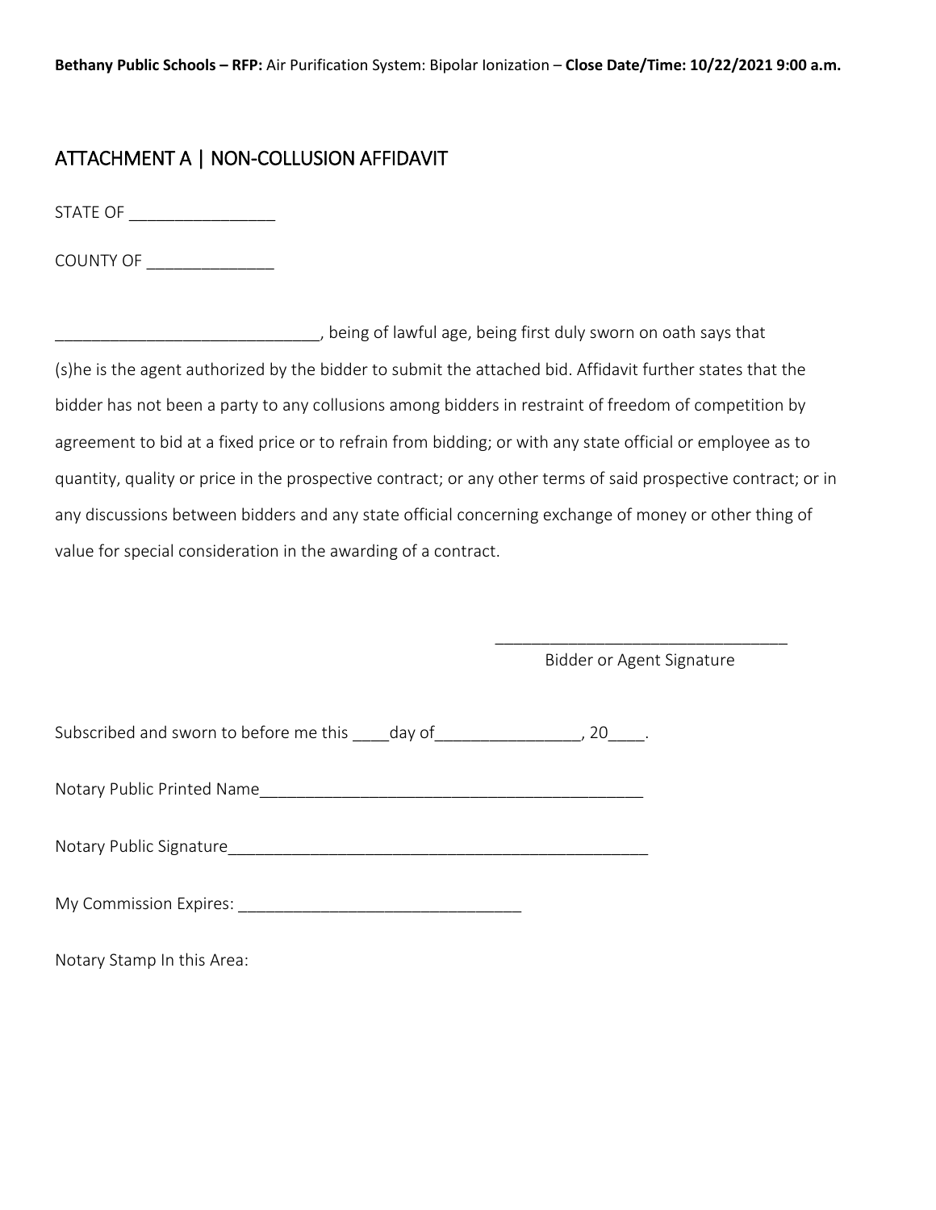## ATTACHMENT A | NON-COLLUSION AFFIDAVIT

STATE OF ________________

COUNTY OF ______________

______________________________, being of lawful age, being first duly sworn on oath says that (s)he is the agent authorized by the bidder to submit the attached bid. Affidavit further states that the bidder has not been a party to any collusions among bidders in restraint of freedom of competition by agreement to bid at a fixed price or to refrain from bidding; or with any state official or employee as to quantity, quality or price in the prospective contract; or any other terms of said prospective contract; or in any discussions between bidders and any state official concerning exchange of money or other thing of value for special consideration in the awarding of a contract.

_________________________________
Bidder or Agent Signature

Subscribed and sworn to before me this ____day of________________, 20____.

Notary Public Printed Name__________________________________________

Notary Public Signature______________________________________________

My Commission Expires: _______________________________

Notary Stamp In this Area: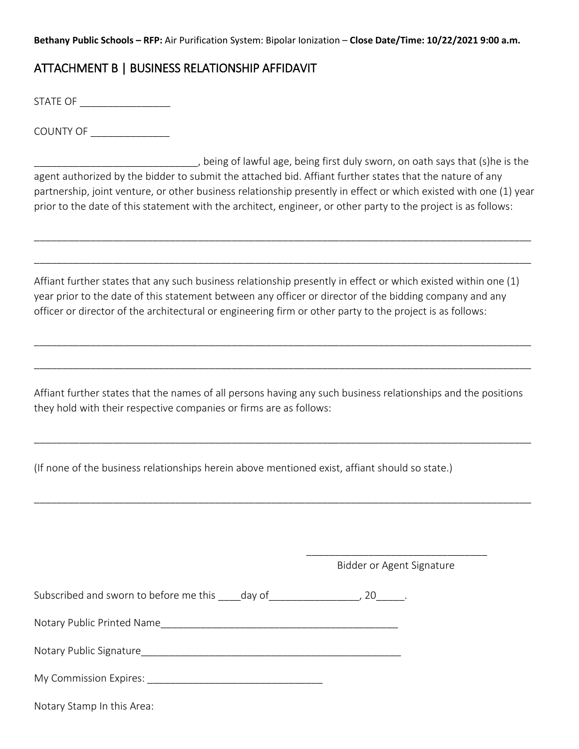**Bethany Public Schools – RFP:** Air Purification System: Bipolar Ionization – **Close Date/Time: 10/22/2021 9:00 a.m.**

## ATTACHMENT B | BUSINESS RELATIONSHIP AFFIDAVIT

STATE OF ________________

COUNTY OF ______________

_____________________________, being of lawful age, being first duly sworn, on oath says that (s)he is the agent authorized by the bidder to submit the attached bid. Affiant further states that the nature of any partnership, joint venture, or other business relationship presently in effect or which existed with one (1) year prior to the date of this statement with the architect, engineer, or other party to the project is as follows:

_____________________________________________________________________________________________

_____________________________________________________________________________________________

Affiant further states that any such business relationship presently in effect or which existed within one (1) year prior to the date of this statement between any officer or director of the bidding company and any officer or director of the architectural or engineering firm or other party to the project is as follows:

_____________________________________________________________________________________________

_____________________________________________________________________________________________

Affiant further states that the names of all persons having any such business relationships and the positions they hold with their respective companies or firms are as follows:

_____________________________________________________________________________________________

(If none of the business relationships herein above mentioned exist, affiant should so state.)

_____________________________________________________________________________________________

________________________________
Bidder or Agent Signature

Subscribed and sworn to before me this ____day of________________, 20_____.

Notary Public Printed Name___________________________________________

Notary Public Signature_______________________________________________

My Commission Expires: ________________________________

Notary Stamp In this Area: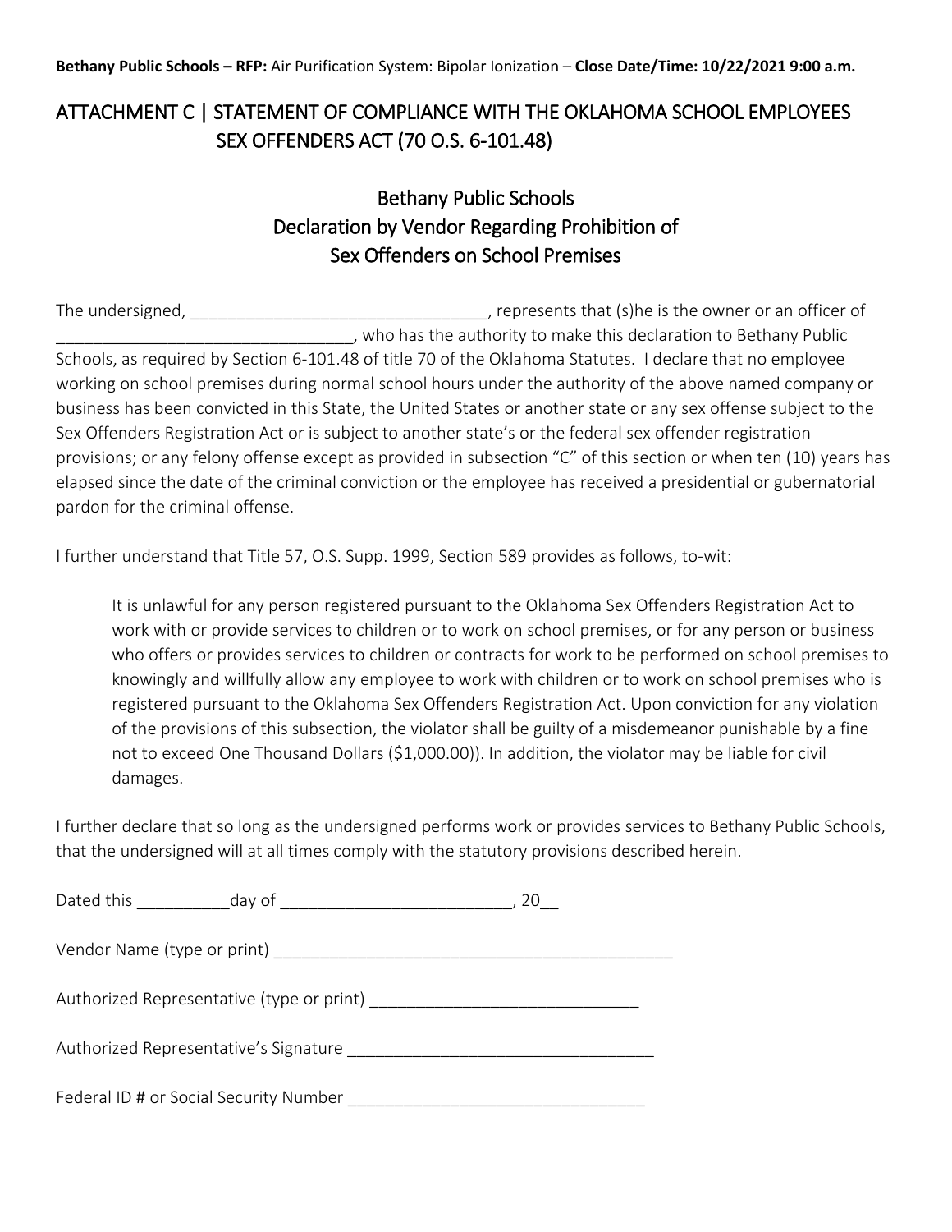**Bethany Public Schools – RFP:** Air Purification System: Bipolar Ionization – **Close Date/Time: 10/22/2021 9:00 a.m.**

# ATTACHMENT C | STATEMENT OF COMPLIANCE WITH THE OKLAHOMA SCHOOL EMPLOYEES SEX OFFENDERS ACT (70 O.S. 6-101.48)

## Bethany Public Schools
## Declaration by Vendor Regarding Prohibition of Sex Offenders on School Premises

The undersigned, _______________________________, represents that (s)he is the owner or an officer of _______________________________, who has the authority to make this declaration to Bethany Public Schools, as required by Section 6-101.48 of title 70 of the Oklahoma Statutes. I declare that no employee working on school premises during normal school hours under the authority of the above named company or business has been convicted in this State, the United States or another state or any sex offense subject to the Sex Offenders Registration Act or is subject to another state's or the federal sex offender registration provisions; or any felony offense except as provided in subsection "C" of this section or when ten (10) years has elapsed since the date of the criminal conviction or the employee has received a presidential or gubernatorial pardon for the criminal offense.

I further understand that Title 57, O.S. Supp. 1999, Section 589 provides as follows, to-wit:

> It is unlawful for any person registered pursuant to the Oklahoma Sex Offenders Registration Act to work with or provide services to children or to work on school premises, or for any person or business who offers or provides services to children or contracts for work to be performed on school premises to knowingly and willfully allow any employee to work with children or to work on school premises who is registered pursuant to the Oklahoma Sex Offenders Registration Act. Upon conviction for any violation of the provisions of this subsection, the violator shall be guilty of a misdemeanor punishable by a fine not to exceed One Thousand Dollars ($1,000.00)). In addition, the violator may be liable for civil damages.

I further declare that so long as the undersigned performs work or provides services to Bethany Public Schools, that the undersigned will at all times comply with the statutory provisions described herein.

Dated this __________day of ________________________, 20__

Vendor Name (type or print) ___________________________________________

Authorized Representative (type or print) ____________________________

Authorized Representative's Signature ________________________________

Federal ID # or Social Security Number ________________________________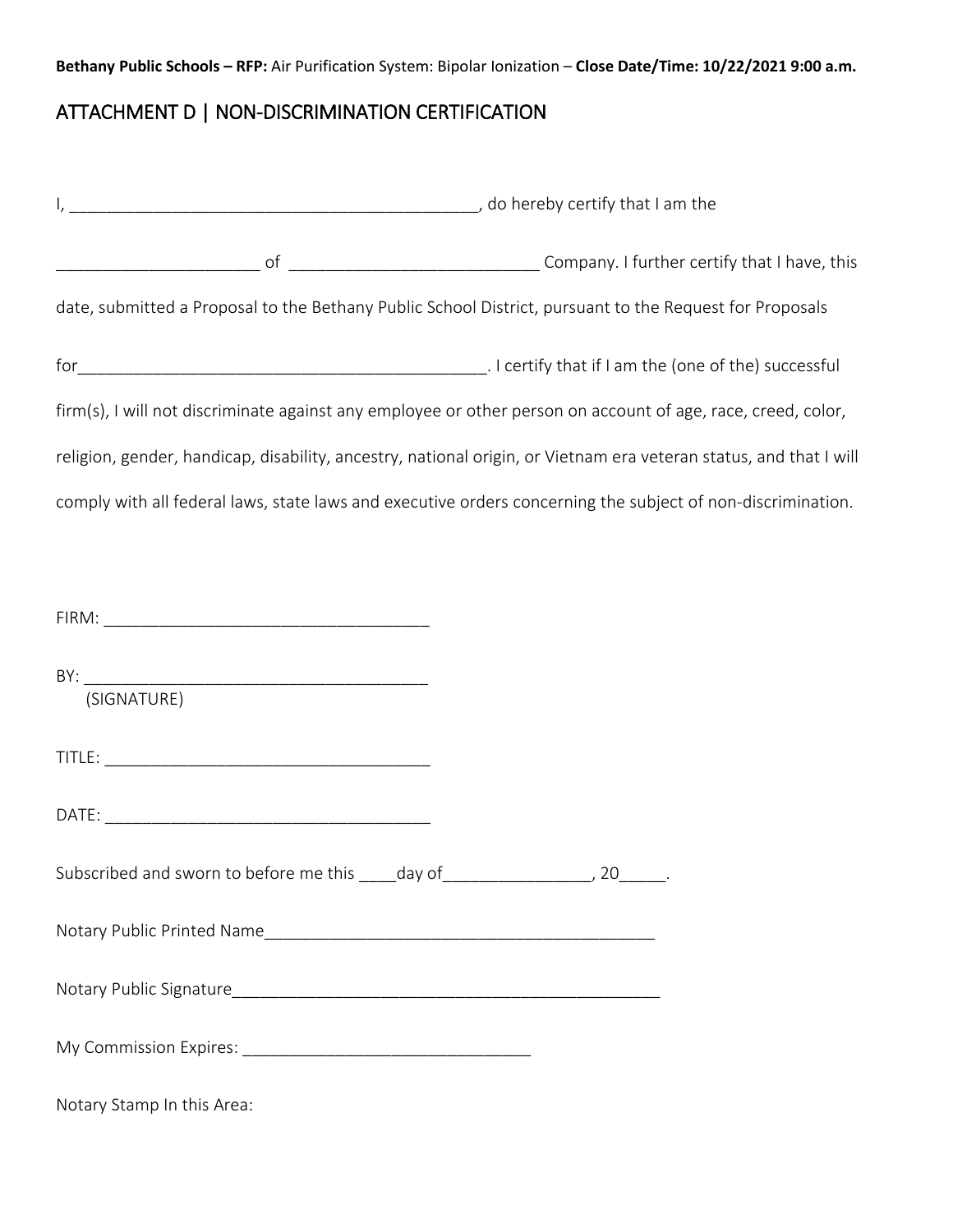**Bethany Public Schools – RFP:** Air Purification System: Bipolar Ionization – **Close Date/Time: 10/22/2021 9:00 a.m.**

## ATTACHMENT D | NON-DISCRIMINATION CERTIFICATION

I, _____________________________________________, do hereby certify that I am the

_____________________ of __________________________ Company. I further certify that I have, this date, submitted a Proposal to the Bethany Public School District, pursuant to the Request for Proposals

for_____________________________________________. I certify that if I am the (one of the) successful firm(s), I will not discriminate against any employee or other person on account of age, race, creed, color, religion, gender, handicap, disability, ancestry, national origin, or Vietnam era veteran status, and that I will comply with all federal laws, state laws and executive orders concerning the subject of non-discrimination.

FIRM: __________________________________

BY: ______________________________________
(SIGNATURE)

TITLE: __________________________________

DATE: __________________________________

Subscribed and sworn to before me this ____day of________________, 20_____.

Notary Public Printed Name__________________________________________

Notary Public Signature______________________________________________

My Commission Expires: ______________________________

Notary Stamp In this Area: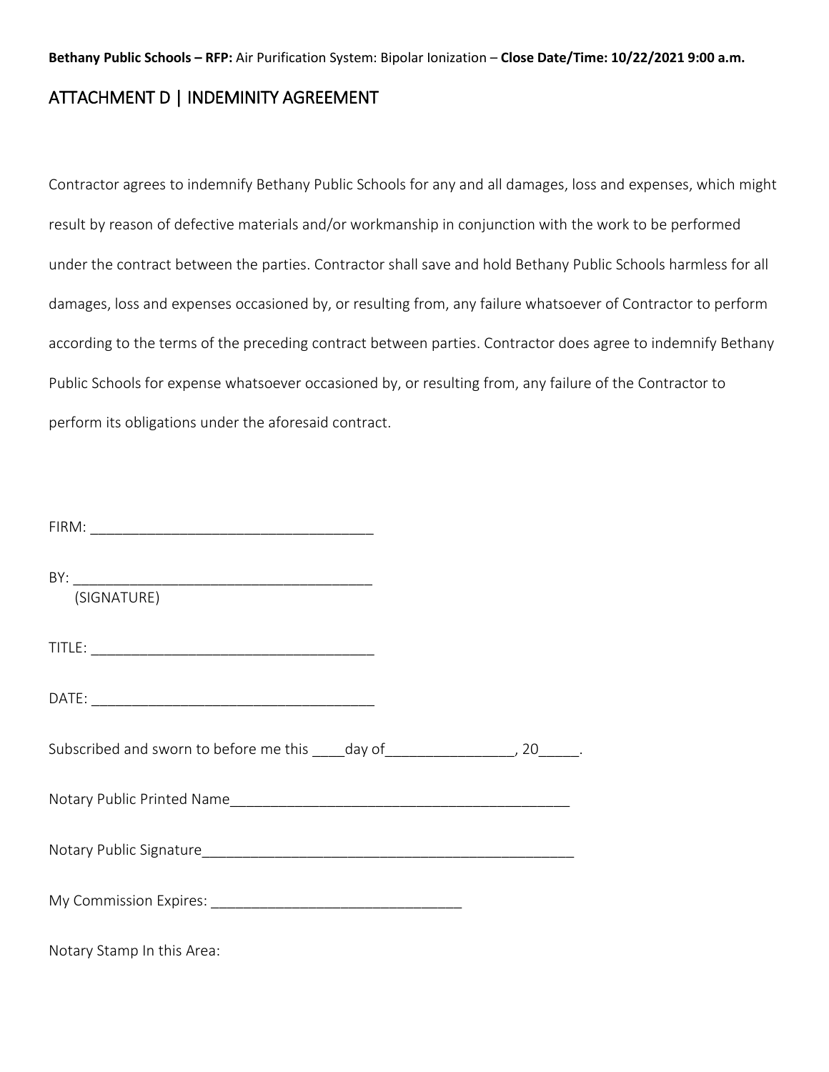**Bethany Public Schools – RFP:** Air Purification System: Bipolar Ionization – **Close Date/Time: 10/22/2021 9:00 a.m.**

## ATTACHMENT D | INDEMINITY AGREEMENT

Contractor agrees to indemnify Bethany Public Schools for any and all damages, loss and expenses, which might result by reason of defective materials and/or workmanship in conjunction with the work to be performed under the contract between the parties. Contractor shall save and hold Bethany Public Schools harmless for all damages, loss and expenses occasioned by, or resulting from, any failure whatsoever of Contractor to perform according to the terms of the preceding contract between parties. Contractor does agree to indemnify Bethany Public Schools for expense whatsoever occasioned by, or resulting from, any failure of the Contractor to perform its obligations under the aforesaid contract.

FIRM: ___________________________________

BY: _____________________________________
(SIGNATURE)

TITLE: ___________________________________

DATE: ___________________________________

Subscribed and sworn to before me this ____day of________________, 20_____.

Notary Public Printed Name__________________________________________

Notary Public Signature_______________________________________________

My Commission Expires: _______________________________

Notary Stamp In this Area: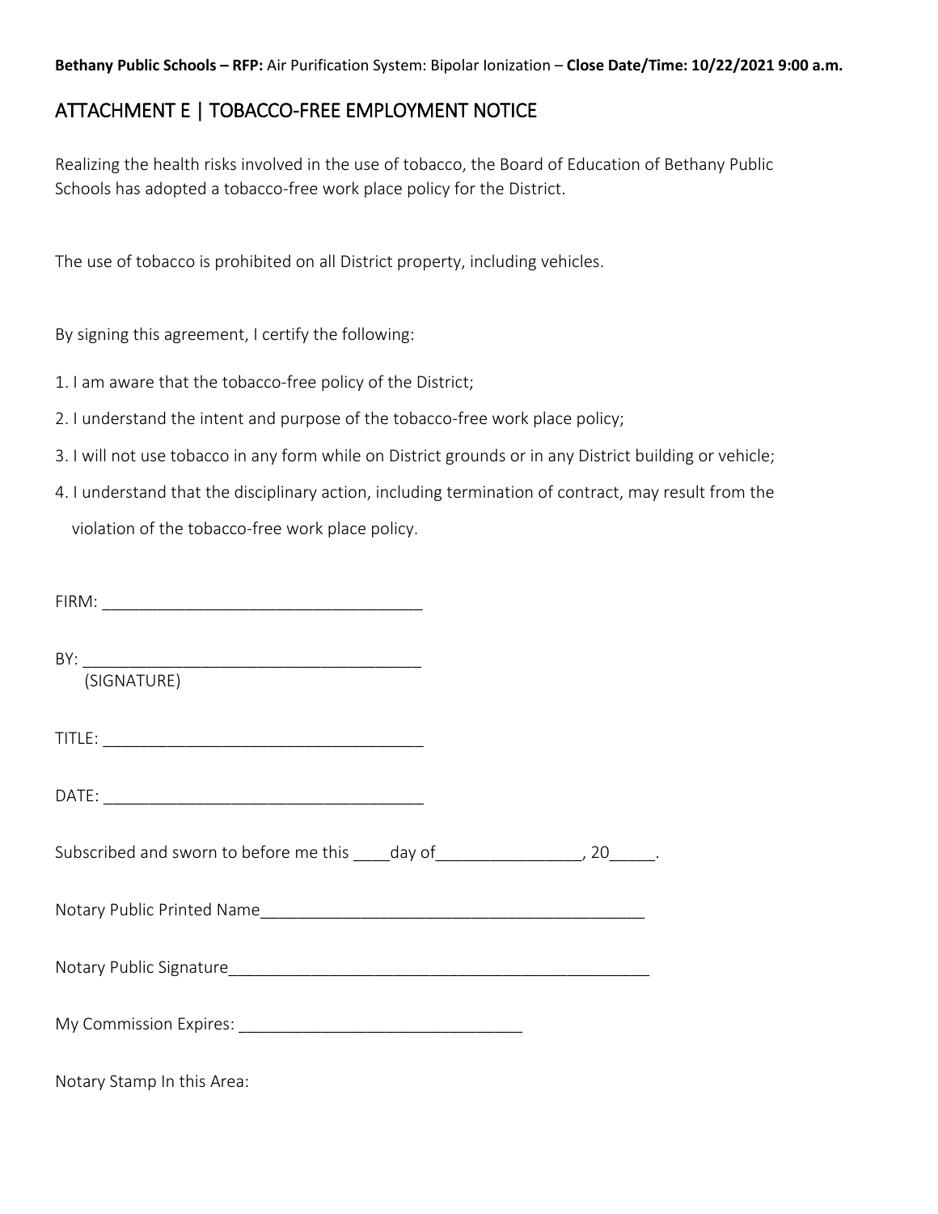**Bethany Public Schools – RFP:** Air Purification System: Bipolar Ionization – **Close Date/Time: 10/22/2021 9:00 a.m.**

## ATTACHMENT E | TOBACCO-FREE EMPLOYMENT NOTICE

Realizing the health risks involved in the use of tobacco, the Board of Education of Bethany Public Schools has adopted a tobacco-free work place policy for the District.

The use of tobacco is prohibited on all District property, including vehicles.

By signing this agreement, I certify the following:

1. I am aware that the tobacco-free policy of the District;
2. I understand the intent and purpose of the tobacco-free work place policy;
3. I will not use tobacco in any form while on District grounds or in any District building or vehicle;
4. I understand that the disciplinary action, including termination of contract, may result from the violation of the tobacco-free work place policy.

FIRM: ___________________________________

BY: _____________________________________
(SIGNATURE)

TITLE: __________________________________

DATE: ___________________________________

Subscribed and sworn to before me this ____day of________________, 20_____.

Notary Public Printed Name__________________________________________

Notary Public Signature______________________________________________

My Commission Expires: ______________________________

Notary Stamp In this Area: